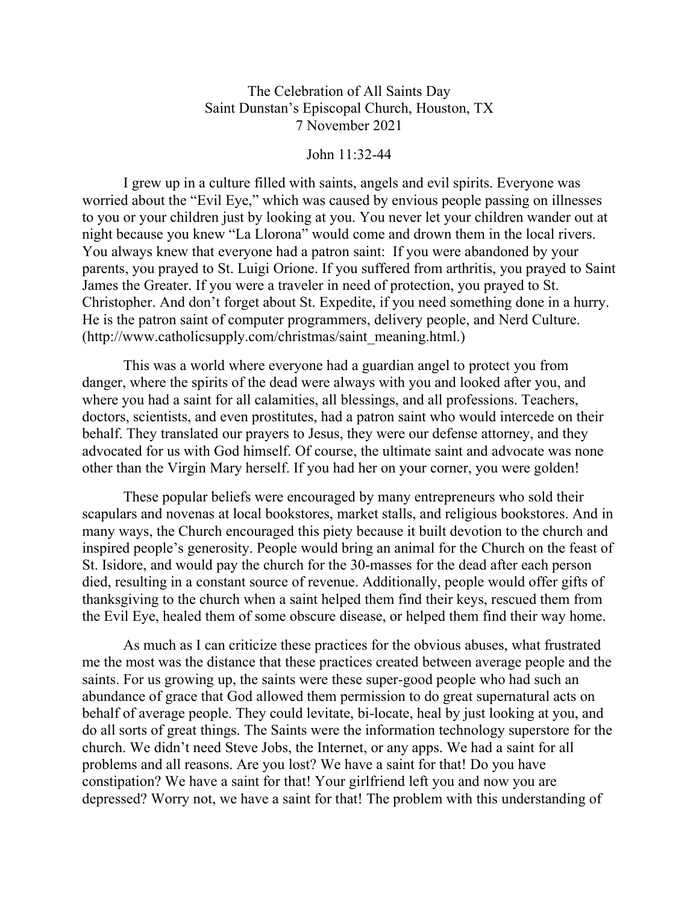# The Celebration of All Saints Day
## Saint Dunstan's Episcopal Church, Houston, TX
## 7 November 2021

John 11:32-44

I grew up in a culture filled with saints, angels and evil spirits. Everyone was worried about the "Evil Eye," which was caused by envious people passing on illnesses to you or your children just by looking at you. You never let your children wander out at night because you knew "La Llorona" would come and drown them in the local rivers. You always knew that everyone had a patron saint: If you were abandoned by your parents, you prayed to St. Luigi Orione. If you suffered from arthritis, you prayed to Saint James the Greater. If you were a traveler in need of protection, you prayed to St. Christopher. And don't forget about St. Expedite, if you need something done in a hurry. He is the patron saint of computer programmers, delivery people, and Nerd Culture. (http://www.catholicsupply.com/christmas/saint_meaning.html.)

This was a world where everyone had a guardian angel to protect you from danger, where the spirits of the dead were always with you and looked after you, and where you had a saint for all calamities, all blessings, and all professions. Teachers, doctors, scientists, and even prostitutes, had a patron saint who would intercede on their behalf. They translated our prayers to Jesus, they were our defense attorney, and they advocated for us with God himself. Of course, the ultimate saint and advocate was none other than the Virgin Mary herself. If you had her on your corner, you were golden!

These popular beliefs were encouraged by many entrepreneurs who sold their scapulars and novenas at local bookstores, market stalls, and religious bookstores. And in many ways, the Church encouraged this piety because it built devotion to the church and inspired people's generosity. People would bring an animal for the Church on the feast of St. Isidore, and would pay the church for the 30-masses for the dead after each person died, resulting in a constant source of revenue. Additionally, people would offer gifts of thanksgiving to the church when a saint helped them find their keys, rescued them from the Evil Eye, healed them of some obscure disease, or helped them find their way home.

As much as I can criticize these practices for the obvious abuses, what frustrated me the most was the distance that these practices created between average people and the saints. For us growing up, the saints were these super-good people who had such an abundance of grace that God allowed them permission to do great supernatural acts on behalf of average people. They could levitate, bi-locate, heal by just looking at you, and do all sorts of great things. The Saints were the information technology superstore for the church. We didn't need Steve Jobs, the Internet, or any apps. We had a saint for all problems and all reasons. Are you lost? We have a saint for that! Do you have constipation? We have a saint for that! Your girlfriend left you and now you are depressed? Worry not, we have a saint for that! The problem with this understanding of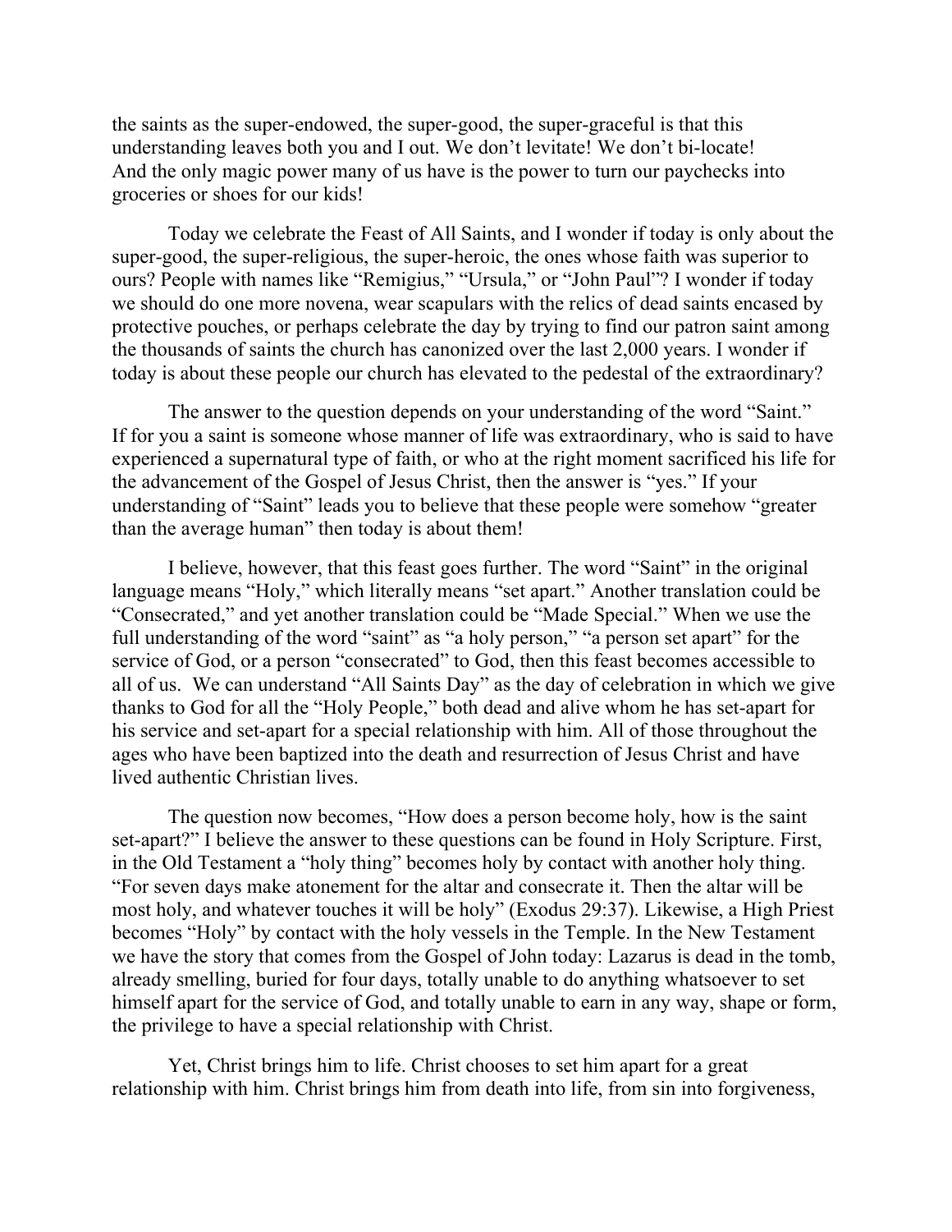the saints as the super-endowed, the super-good, the super-graceful is that this understanding leaves both you and I out. We don't levitate! We don't bi-locate! And the only magic power many of us have is the power to turn our paychecks into groceries or shoes for our kids!

Today we celebrate the Feast of All Saints, and I wonder if today is only about the super-good, the super-religious, the super-heroic, the ones whose faith was superior to ours? People with names like "Remigius," "Ursula," or "John Paul"? I wonder if today we should do one more novena, wear scapulars with the relics of dead saints encased by protective pouches, or perhaps celebrate the day by trying to find our patron saint among the thousands of saints the church has canonized over the last 2,000 years. I wonder if today is about these people our church has elevated to the pedestal of the extraordinary?

The answer to the question depends on your understanding of the word "Saint." If for you a saint is someone whose manner of life was extraordinary, who is said to have experienced a supernatural type of faith, or who at the right moment sacrificed his life for the advancement of the Gospel of Jesus Christ, then the answer is "yes." If your understanding of "Saint" leads you to believe that these people were somehow "greater than the average human" then today is about them!

I believe, however, that this feast goes further. The word "Saint" in the original language means "Holy," which literally means "set apart." Another translation could be "Consecrated," and yet another translation could be "Made Special." When we use the full understanding of the word "saint" as "a holy person," "a person set apart" for the service of God, or a person "consecrated" to God, then this feast becomes accessible to all of us. We can understand "All Saints Day" as the day of celebration in which we give thanks to God for all the "Holy People," both dead and alive whom he has set-apart for his service and set-apart for a special relationship with him. All of those throughout the ages who have been baptized into the death and resurrection of Jesus Christ and have lived authentic Christian lives.

The question now becomes, "How does a person become holy, how is the saint set-apart?" I believe the answer to these questions can be found in Holy Scripture. First, in the Old Testament a "holy thing" becomes holy by contact with another holy thing. "For seven days make atonement for the altar and consecrate it. Then the altar will be most holy, and whatever touches it will be holy" (Exodus 29:37). Likewise, a High Priest becomes "Holy" by contact with the holy vessels in the Temple. In the New Testament we have the story that comes from the Gospel of John today: Lazarus is dead in the tomb, already smelling, buried for four days, totally unable to do anything whatsoever to set himself apart for the service of God, and totally unable to earn in any way, shape or form, the privilege to have a special relationship with Christ.

Yet, Christ brings him to life. Christ chooses to set him apart for a great relationship with him. Christ brings him from death into life, from sin into forgiveness,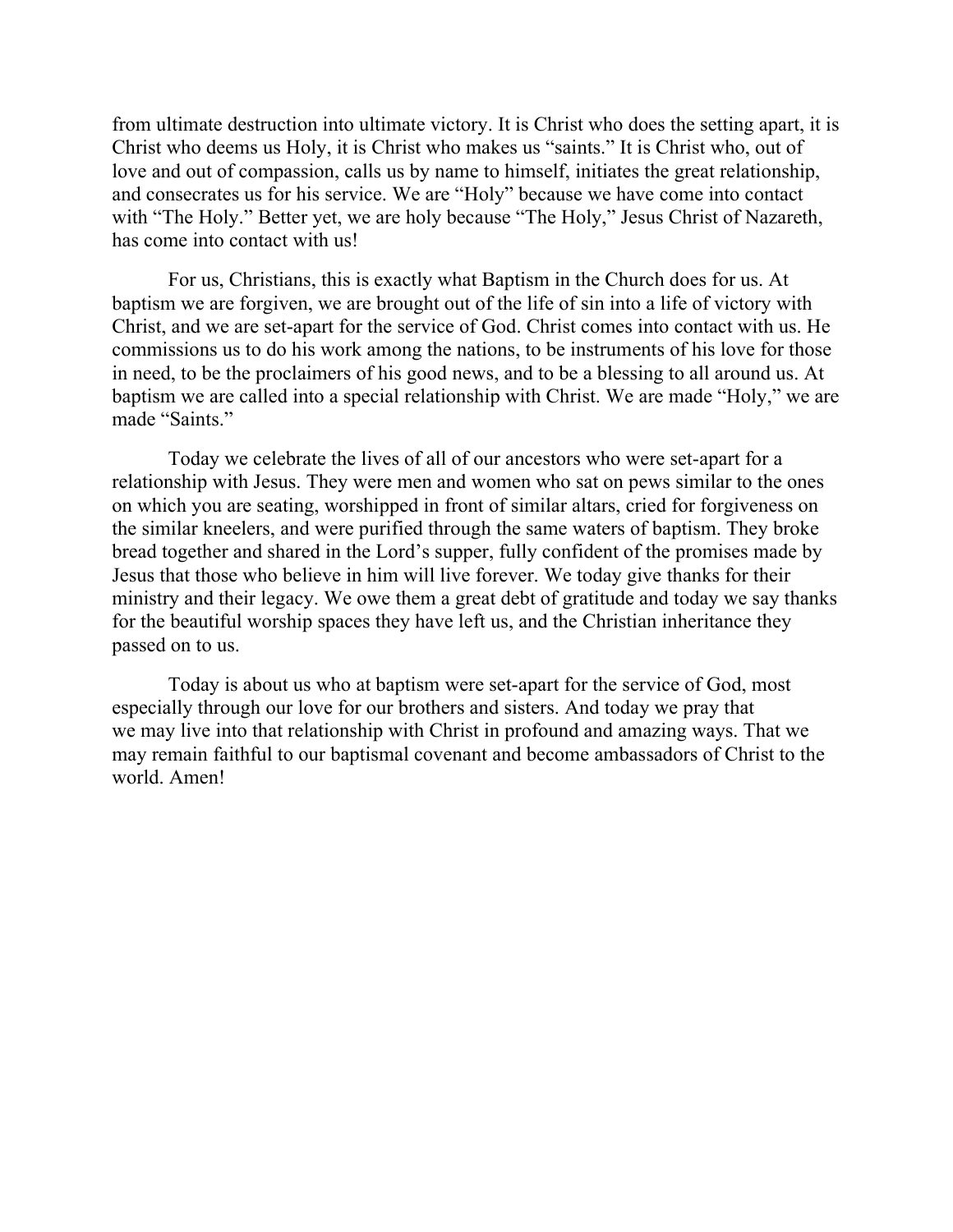from ultimate destruction into ultimate victory. It is Christ who does the setting apart, it is Christ who deems us Holy, it is Christ who makes us "saints." It is Christ who, out of love and out of compassion, calls us by name to himself, initiates the great relationship, and consecrates us for his service. We are "Holy" because we have come into contact with "The Holy." Better yet, we are holy because "The Holy," Jesus Christ of Nazareth, has come into contact with us!

For us, Christians, this is exactly what Baptism in the Church does for us. At baptism we are forgiven, we are brought out of the life of sin into a life of victory with Christ, and we are set-apart for the service of God. Christ comes into contact with us. He commissions us to do his work among the nations, to be instruments of his love for those in need, to be the proclaimers of his good news, and to be a blessing to all around us. At baptism we are called into a special relationship with Christ. We are made "Holy," we are made "Saints."

Today we celebrate the lives of all of our ancestors who were set-apart for a relationship with Jesus. They were men and women who sat on pews similar to the ones on which you are seating, worshipped in front of similar altars, cried for forgiveness on the similar kneelers, and were purified through the same waters of baptism. They broke bread together and shared in the Lord's supper, fully confident of the promises made by Jesus that those who believe in him will live forever. We today give thanks for their ministry and their legacy. We owe them a great debt of gratitude and today we say thanks for the beautiful worship spaces they have left us, and the Christian inheritance they passed on to us.

Today is about us who at baptism were set-apart for the service of God, most especially through our love for our brothers and sisters. And today we pray that we may live into that relationship with Christ in profound and amazing ways. That we may remain faithful to our baptismal covenant and become ambassadors of Christ to the world. Amen!